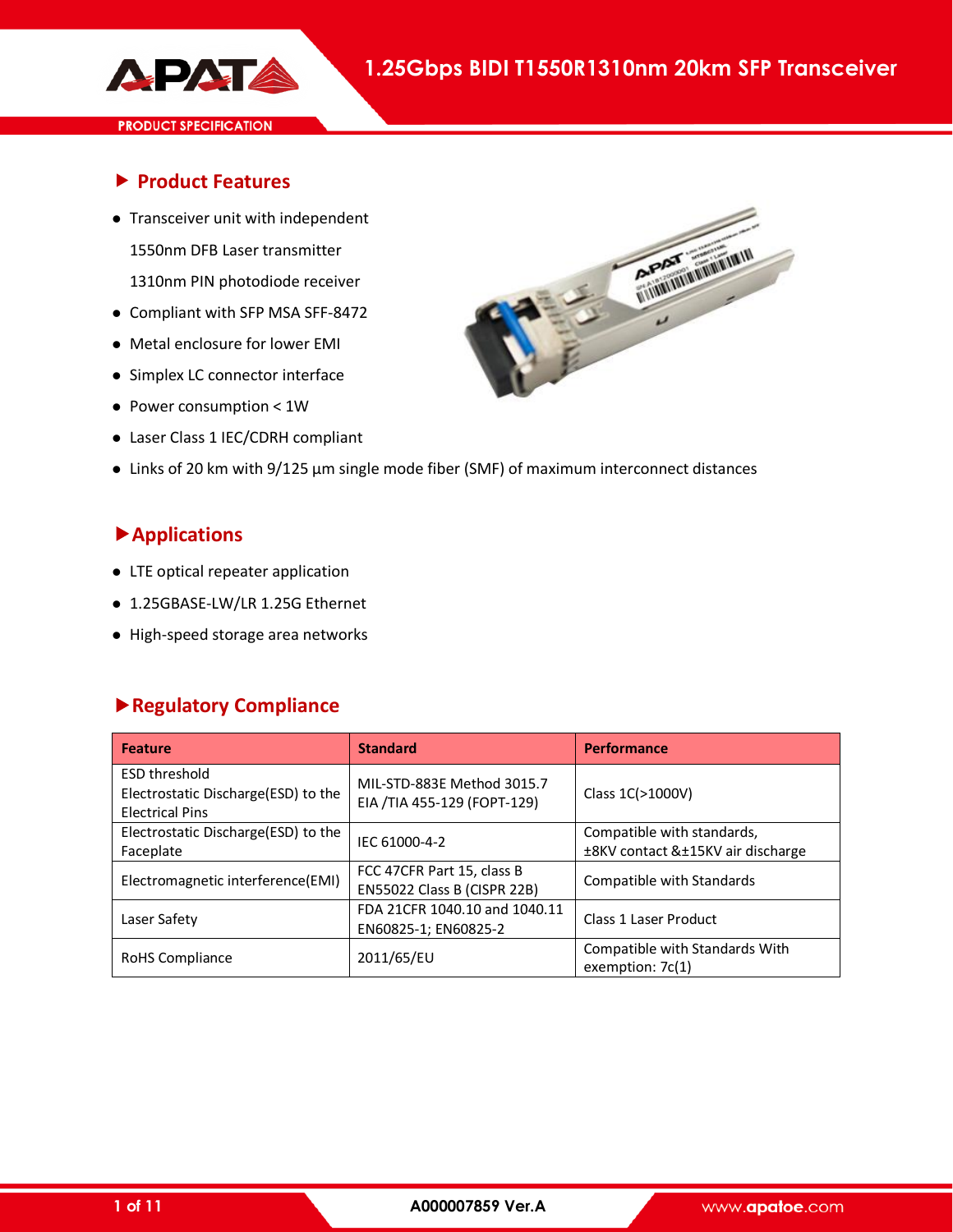# 1.25Gbps BIDI T1550R1310nm 20km SFP Transceiver

PRODUCT SPECIFICATION

## Product Features

- Transceiver unit with independent
  1550nm DFB Laser transmitter
  1310nm PIN photodiode receiver
- Compliant with SFP MSA SFF-8472
- Metal enclosure for lower EMI
- Simplex LC connector interface
- Power consumption < 1W
- Laser Class 1 IEC/CDRH compliant
- Links of 20 km with 9/125 µm single mode fiber (SMF) of maximum interconnect distances

## Applications

- LTE optical repeater application
- 1.25GBASE-LW/LR 1.25G Ethernet
- High-speed storage area networks

## Regulatory Compliance

| Feature | Standard | Performance |
|---|---|---|
| ESD threshold Electrostatic Discharge(ESD) to the Electrical Pins | MIL-STD-883E Method 3015.7 EIA /TIA 455-129 (FOPT-129) | Class 1C(>1000V) |
| Electrostatic Discharge(ESD) to the Faceplate | IEC 61000-4-2 | Compatible with standards, ±8KV contact &±15KV air discharge |
| Electromagnetic interference(EMI) | FCC 47CFR Part 15, class B EN55022 Class B (CISPR 22B) | Compatible with Standards |
| Laser Safety | FDA 21CFR 1040.10 and 1040.11 EN60825-1; EN60825-2 | Class 1 Laser Product |
| RoHS Compliance | 2011/65/EU | Compatible with Standards With exemption: 7c(1) |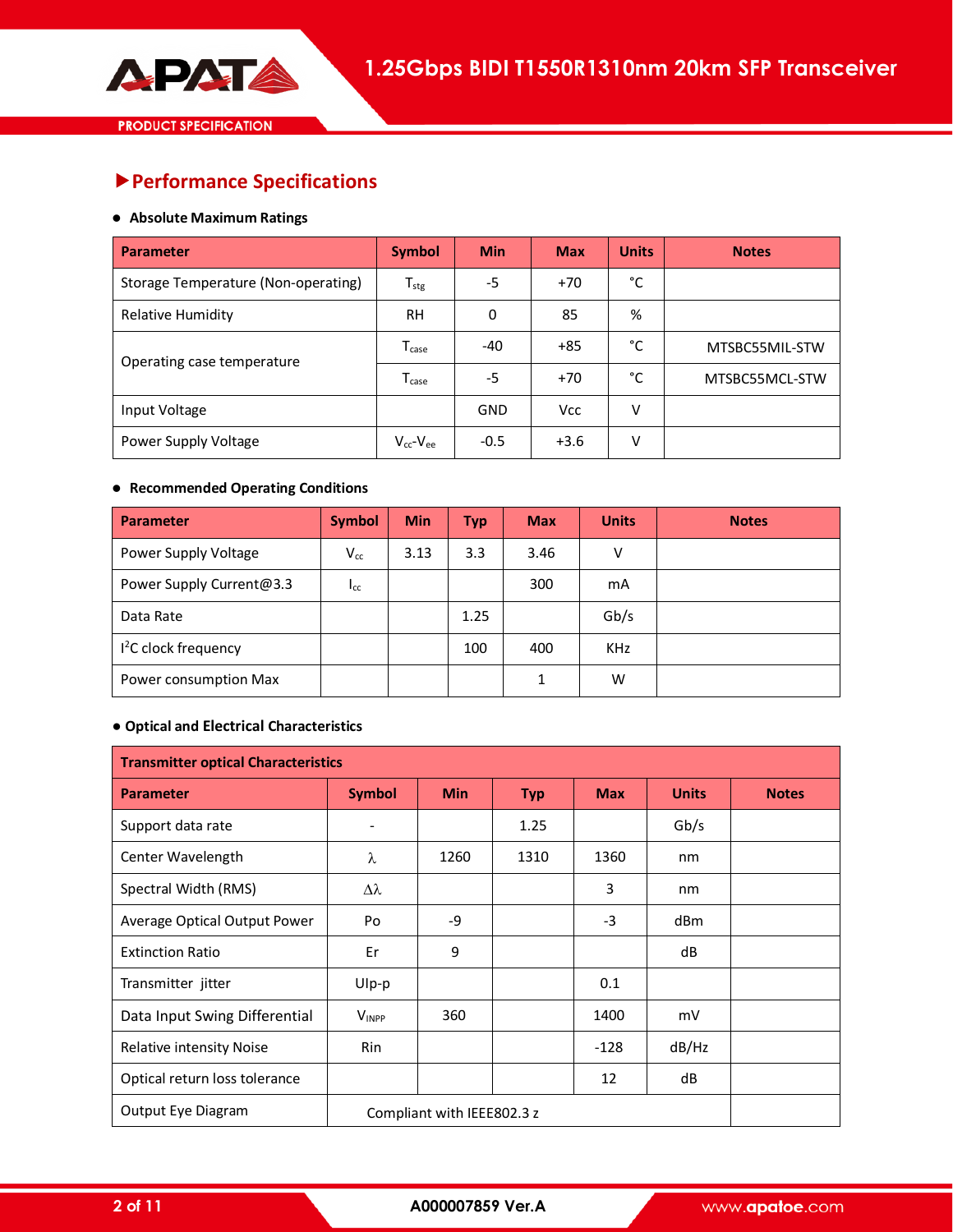## ▶Performance Specifications

- **Absolute Maximum Ratings**

| Parameter | Symbol | Min | Max | Units | Notes |
|---|---|---|---|---|---|
| Storage Temperature (Non-operating) | $T_{stg}$ | -5 | +70 | °C | |
| Relative Humidity | RH | 0 | 85 | % | |
| Operating case temperature | $T_{case}$ | -40 | +85 | °C | MTSBC55MIL-STW |
| | $T_{case}$ | -5 | +70 | °C | MTSBC55MCL-STW |
| Input Voltage | | GND | Vcc | V | |
| Power Supply Voltage | $V_{cc}$-$V_{ee}$ | -0.5 | +3.6 | V | |

- **Recommended Operating Conditions**

| Parameter | Symbol | Min | Typ | Max | Units | Notes |
|---|---|---|---|---|---|---|
| Power Supply Voltage | $V_{cc}$ | 3.13 | 3.3 | 3.46 | V | |
| Power Supply Current@3.3 | $I_{cc}$ | | | 300 | mA | |
| Data Rate | | | 1.25 | | Gb/s | |
| $I^2C$ clock frequency | | | 100 | 400 | KHz | |
| Power consumption Max | | | | 1 | W | |

- **Optical and Electrical Characteristics**

| Transmitter optical Characteristics | | | | | | |
|---|---|---|---|---|---|---|
| **Parameter** | **Symbol** | **Min** | **Typ** | **Max** | **Units** | **Notes** |
| Support data rate | - | | 1.25 | | Gb/s | |
| Center Wavelength | λ | 1260 | 1310 | 1360 | nm | |
| Spectral Width (RMS) | Δλ | | | 3 | nm | |
| Average Optical Output Power | Po | -9 | | -3 | dBm | |
| Extinction Ratio | Er | 9 | | | dB | |
| Transmitter jitter | UIp-p | | | 0.1 | | |
| Data Input Swing Differential | $V_{INPP}$ | 360 | | 1400 | mV | |
| Relative intensity Noise | Rin | | | -128 | dB/Hz | |
| Optical return loss tolerance | | | | 12 | dB | |
| Output Eye Diagram | Compliant with IEEE802.3 z | | | | | |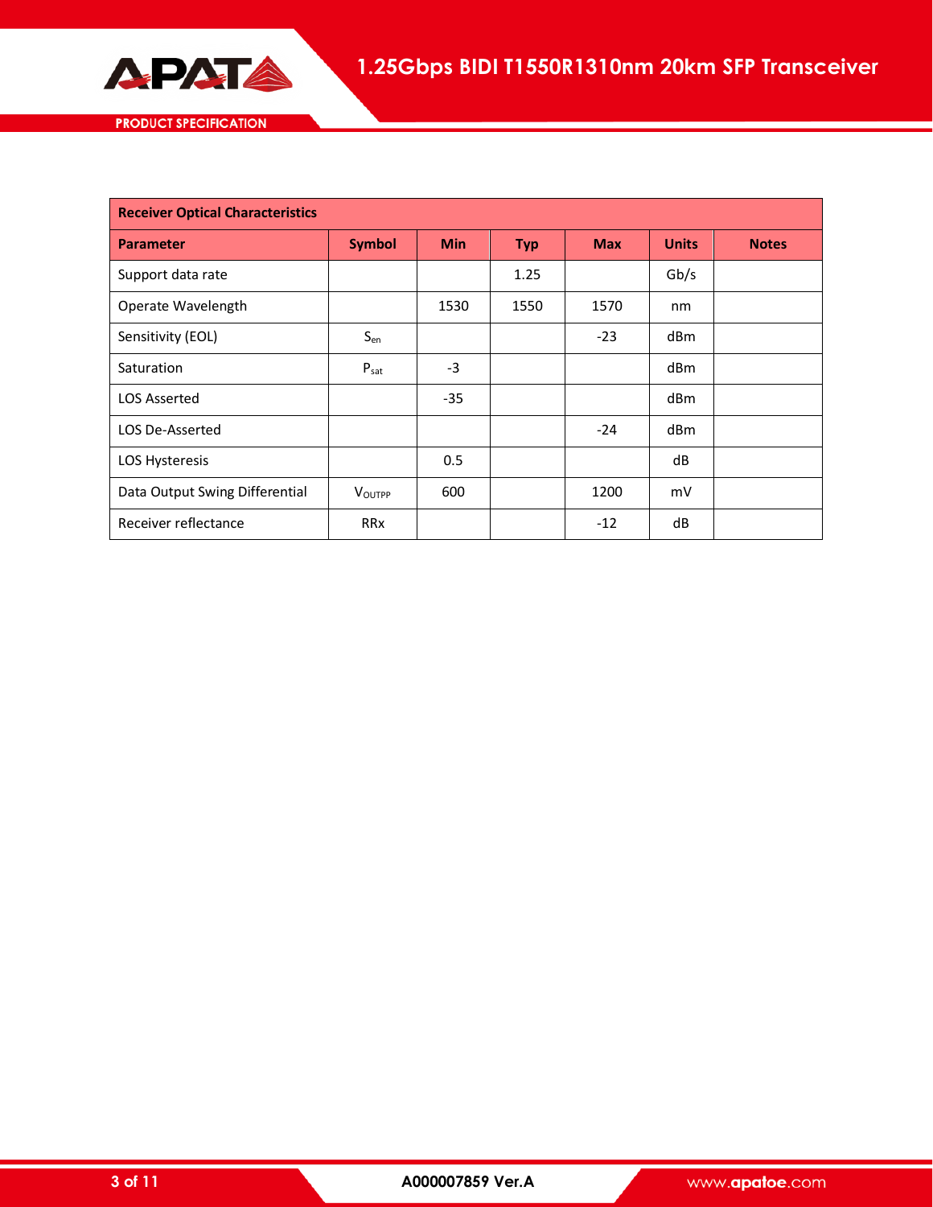| Receiver Optical Characteristics | | | | | | |
|---|---|---|---|---|---|---|
| **Parameter** | **Symbol** | **Min** | **Typ** | **Max** | **Units** | **Notes** |
| Support data rate | | | 1.25 | | Gb/s | |
| Operate Wavelength | | 1530 | 1550 | 1570 | nm | |
| Sensitivity (EOL) | $S_{en}$ | | | -23 | dBm | |
| Saturation | $P_{sat}$ | -3 | | | dBm | |
| LOS Asserted | | -35 | | | dBm | |
| LOS De-Asserted | | | | -24 | dBm | |
| LOS Hysteresis | | 0.5 | | | dB | |
| Data Output Swing Differential | $V_{OUTPP}$ | 600 | | 1200 | mV | |
| Receiver reflectance | RRx | | | -12 | dB | |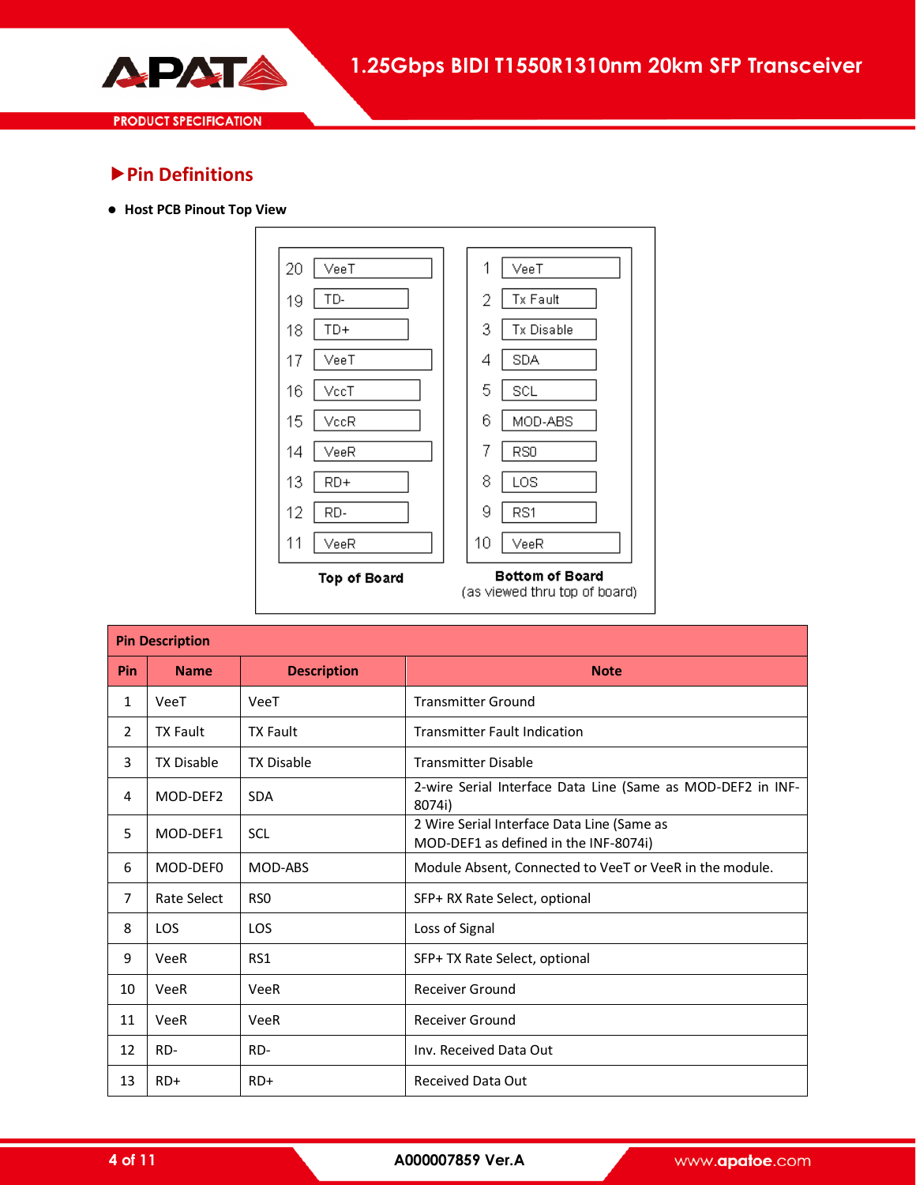## Pin Definitions

- **Host PCB Pinout Top View**

| Pin | Top of Board | Pin | Bottom of Board (as viewed thru top of board) |
|---|---|---|---|
| 20 | VeeT | 1 | VeeT |
| 19 | TD- | 2 | Tx Fault |
| 18 | TD+ | 3 | Tx Disable |
| 17 | VeeT | 4 | SDA |
| 16 | VccT | 5 | SCL |
| 15 | VccR | 6 | MOD-ABS |
| 14 | VeeR | 7 | RS0 |
| 13 | RD+ | 8 | LOS |
| 12 | RD- | 9 | RS1 |
| 11 | VeeR | 10 | VeeR |

**Pin Description**

| Pin | Name | Description | Note |
|---|---|---|---|
| 1 | VeeT | VeeT | Transmitter Ground |
| 2 | TX Fault | TX Fault | Transmitter Fault Indication |
| 3 | TX Disable | TX Disable | Transmitter Disable |
| 4 | MOD-DEF2 | SDA | 2-wire Serial Interface Data Line (Same as MOD-DEF2 in INF-8074i) |
| 5 | MOD-DEF1 | SCL | 2 Wire Serial Interface Data Line (Same as MOD-DEF1 as defined in the INF-8074i) |
| 6 | MOD-DEF0 | MOD-ABS | Module Absent, Connected to VeeT or VeeR in the module. |
| 7 | Rate Select | RS0 | SFP+ RX Rate Select, optional |
| 8 | LOS | LOS | Loss of Signal |
| 9 | VeeR | RS1 | SFP+ TX Rate Select, optional |
| 10 | VeeR | VeeR | Receiver Ground |
| 11 | VeeR | VeeR | Receiver Ground |
| 12 | RD- | RD- | Inv. Received Data Out |
| 13 | RD+ | RD+ | Received Data Out |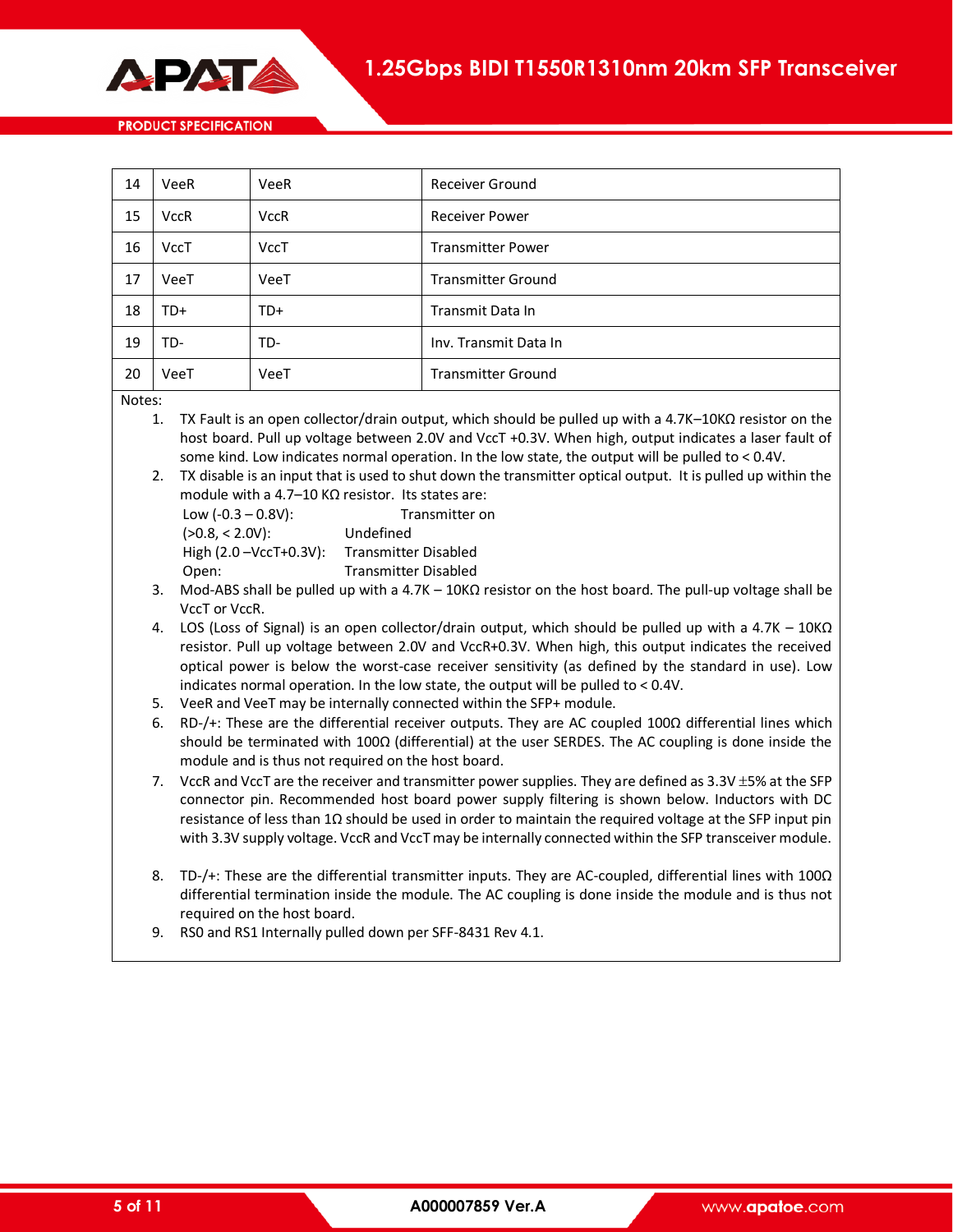| 14 | VeeR | VeeR | Receiver Ground |
|---|---|---|---|
| 15 | VccR | VccR | Receiver Power |
| 16 | VccT | VccT | Transmitter Power |
| 17 | VeeT | VeeT | Transmitter Ground |
| 18 | TD+ | TD+ | Transmit Data In |
| 19 | TD- | TD- | Inv. Transmit Data In |
| 20 | VeeT | VeeT | Transmitter Ground |

Notes:

1. TX Fault is an open collector/drain output, which should be pulled up with a 4.7K–10KΩ resistor on the host board. Pull up voltage between 2.0V and VccT +0.3V. When high, output indicates a laser fault of some kind. Low indicates normal operation. In the low state, the output will be pulled to < 0.4V.
2. TX disable is an input that is used to shut down the transmitter optical output. It is pulled up within the module with a 4.7–10 KΩ resistor. Its states are:
   Low (-0.3 – 0.8V): Transmitter on
   (>0.8, < 2.0V): Undefined
   High (2.0 –VccT+0.3V): Transmitter Disabled
   Open: Transmitter Disabled
3. Mod-ABS shall be pulled up with a 4.7K – 10KΩ resistor on the host board. The pull-up voltage shall be VccT or VccR.
4. LOS (Loss of Signal) is an open collector/drain output, which should be pulled up with a 4.7K – 10KΩ resistor. Pull up voltage between 2.0V and VccR+0.3V. When high, this output indicates the received optical power is below the worst-case receiver sensitivity (as defined by the standard in use). Low indicates normal operation. In the low state, the output will be pulled to < 0.4V.
5. VeeR and VeeT may be internally connected within the SFP+ module.
6. RD-/+: These are the differential receiver outputs. They are AC coupled 100Ω differential lines which should be terminated with 100Ω (differential) at the user SERDES. The AC coupling is done inside the module and is thus not required on the host board.
7. VccR and VccT are the receiver and transmitter power supplies. They are defined as 3.3V ±5% at the SFP connector pin. Recommended host board power supply filtering is shown below. Inductors with DC resistance of less than 1Ω should be used in order to maintain the required voltage at the SFP input pin with 3.3V supply voltage. VccR and VccT may be internally connected within the SFP transceiver module.
8. TD-/+: These are the differential transmitter inputs. They are AC-coupled, differential lines with 100Ω differential termination inside the module. The AC coupling is done inside the module and is thus not required on the host board.
9. RS0 and RS1 Internally pulled down per SFF-8431 Rev 4.1.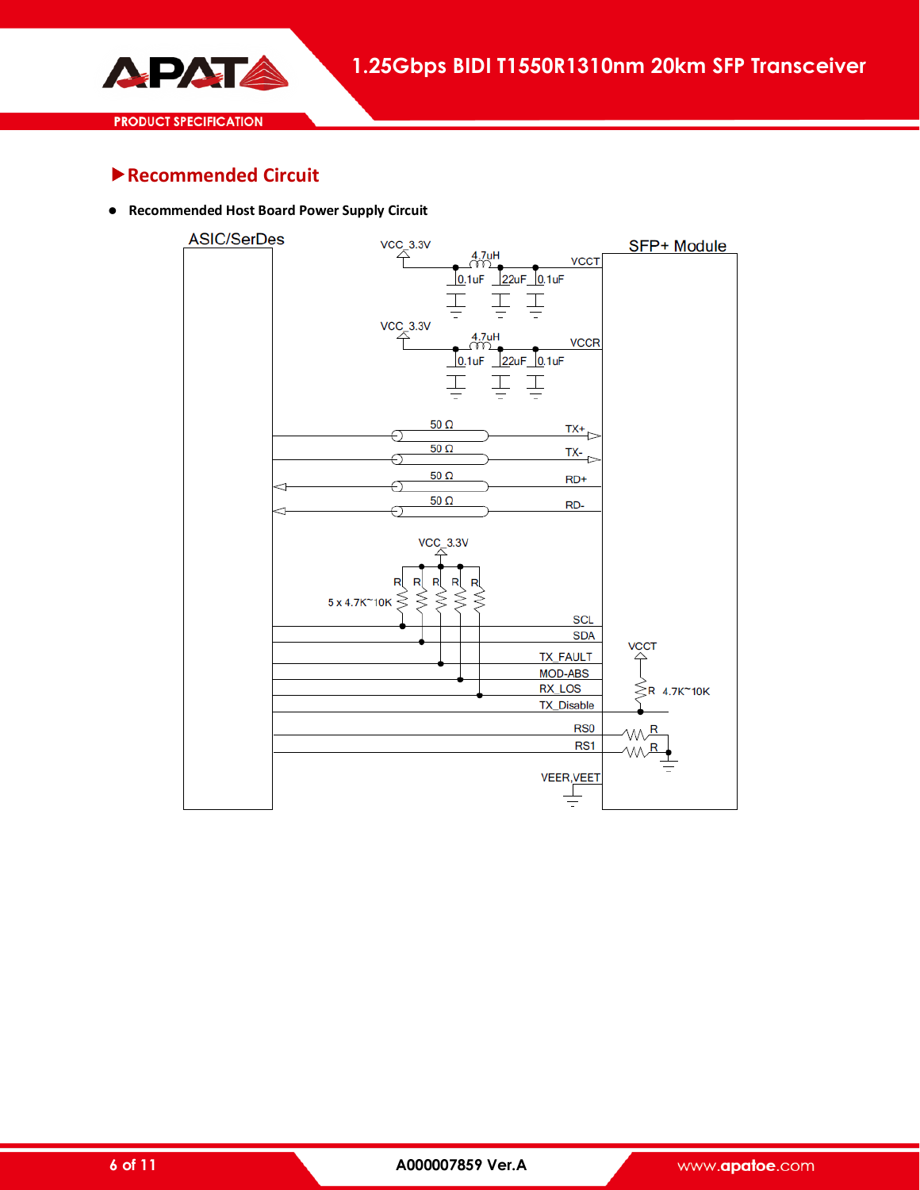## ▶Recommended Circuit

- **Recommended Host Board Power Supply Circuit**

ASIC/SerDes

SFP+ Module

VCC_3.3V

4.7uH

VCCT

0.1uF 22uF 0.1uF

VCC_3.3V

4.7uH

VCCR

0.1uF 22uF 0.1uF

50 Ω TX+

50 Ω TX-

50 Ω RD+

50 Ω RD-

VCC_3.3V

R R R R R

5 x 4.7K~10K

SCL

SDA

TX_FAULT

MOD-ABS

RX_LOS

TX_Disable

VCCT

R 4.7K~10K

RS0 R

RS1 R

VEER,VEET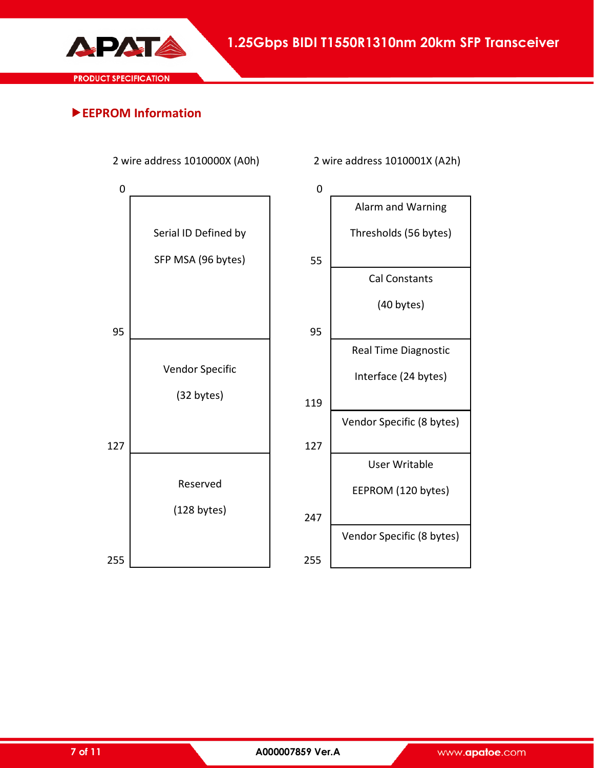## ▶EEPROM Information

| 2 wire address 1010000X (A0h) | | 2 wire address 1010001X (A2h) | |
|---|---|---|---|
| 0–95 | Serial ID Defined by SFP MSA (96 bytes) | 0–55 | Alarm and Warning Thresholds (56 bytes) |
| | | 55–95 | Cal Constants (40 bytes) |
| 95–127 | Vendor Specific (32 bytes) | 95–119 | Real Time Diagnostic Interface (24 bytes) |
| | | 119–127 | Vendor Specific (8 bytes) |
| 127–255 | Reserved (128 bytes) | 127–247 | User Writable EEPROM (120 bytes) |
| | | 247–255 | Vendor Specific (8 bytes) |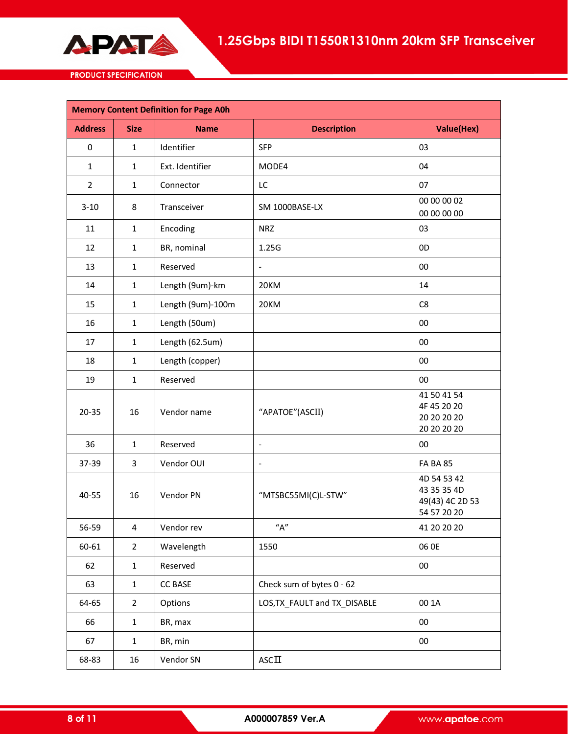| Memory Content Definition for Page A0h | | | | |
|---|---|---|---|---|
| **Address** | **Size** | **Name** | **Description** | **Value(Hex)** |
| 0 | 1 | Identifier | SFP | 03 |
| 1 | 1 | Ext. Identifier | MODE4 | 04 |
| 2 | 1 | Connector | LC | 07 |
| 3-10 | 8 | Transceiver | SM 1000BASE-LX | 00 00 00 02 00 00 00 00 |
| 11 | 1 | Encoding | NRZ | 03 |
| 12 | 1 | BR, nominal | 1.25G | 0D |
| 13 | 1 | Reserved | - | 00 |
| 14 | 1 | Length (9um)-km | 20KM | 14 |
| 15 | 1 | Length (9um)-100m | 20KM | C8 |
| 16 | 1 | Length (50um) | | 00 |
| 17 | 1 | Length (62.5um) | | 00 |
| 18 | 1 | Length (copper) | | 00 |
| 19 | 1 | Reserved | | 00 |
| 20-35 | 16 | Vendor name | "APATOE"(ASCII) | 41 50 41 54 4F 45 20 20 20 20 20 20 20 20 20 20 |
| 36 | 1 | Reserved | - | 00 |
| 37-39 | 3 | Vendor OUI | - | FA BA 85 |
| 40-55 | 16 | Vendor PN | "MTSBC55MI(C)L-STW" | 4D 54 53 42 43 35 35 4D 49(43) 4C 2D 53 54 57 20 20 |
| 56-59 | 4 | Vendor rev | "A" | 41 20 20 20 |
| 60-61 | 2 | Wavelength | 1550 | 06 0E |
| 62 | 1 | Reserved | | 00 |
| 63 | 1 | CC BASE | Check sum of bytes 0 - 62 | |
| 64-65 | 2 | Options | LOS,TX_FAULT and TX_DISABLE | 00 1A |
| 66 | 1 | BR, max | | 00 |
| 67 | 1 | BR, min | | 00 |
| 68-83 | 16 | Vendor SN | ASCII | |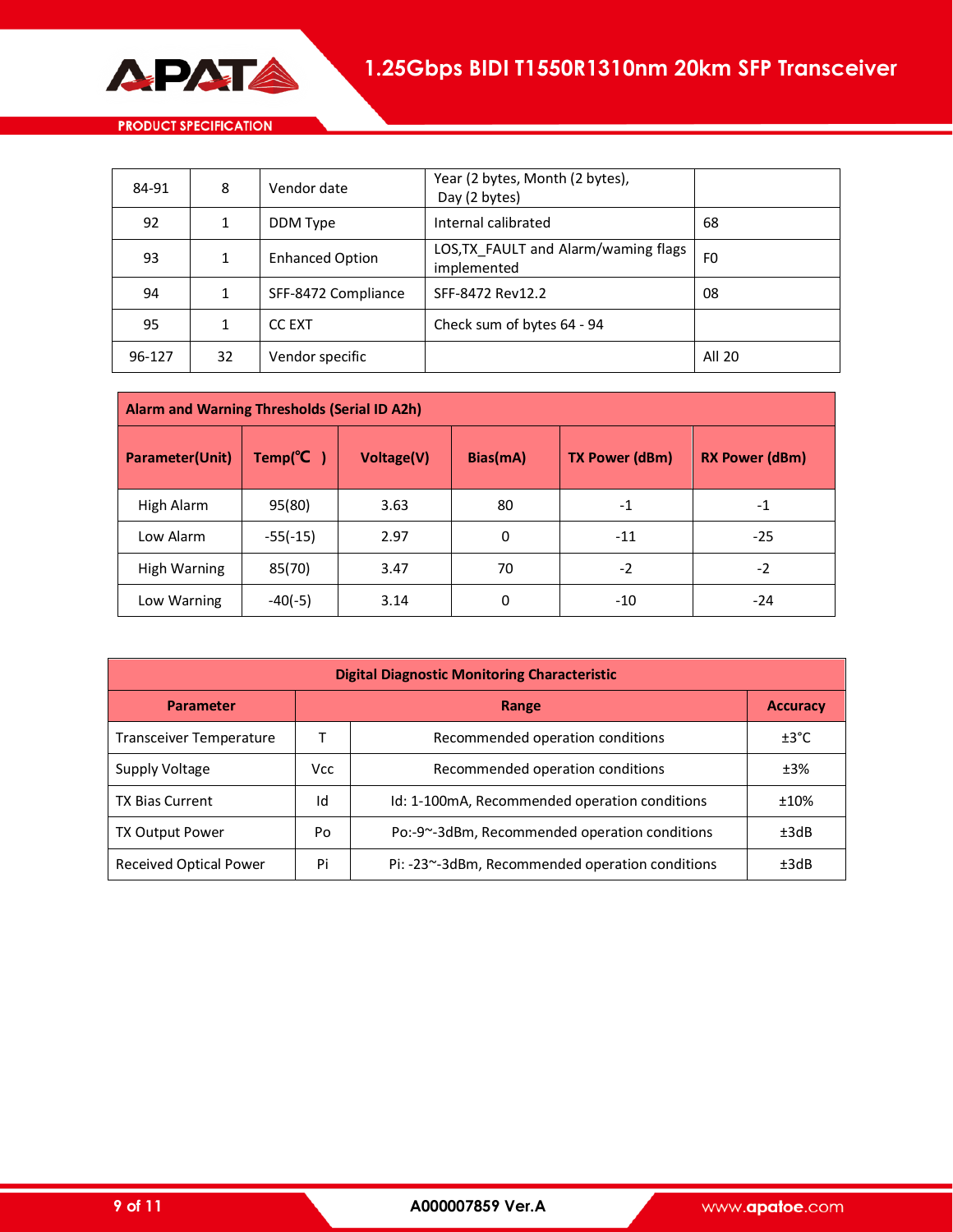| 84-91 | 8 | Vendor date | Year (2 bytes, Month (2 bytes), Day (2 bytes) | |
|---|---|---|---|---|
| 92 | 1 | DDM Type | Internal calibrated | 68 |
| 93 | 1 | Enhanced Option | LOS,TX_FAULT and Alarm/waming flags implemented | F0 |
| 94 | 1 | SFF-8472 Compliance | SFF-8472 Rev12.2 | 08 |
| 95 | 1 | CC EXT | Check sum of bytes 64 - 94 | |
| 96-127 | 32 | Vendor specific | | All 20 |

| Alarm and Warning Thresholds (Serial ID A2h) | | | | | |
|---|---|---|---|---|---|
| **Parameter(Unit)** | **Temp(℃ )** | **Voltage(V)** | **Bias(mA)** | **TX Power (dBm)** | **RX Power (dBm)** |
| High Alarm | 95(80) | 3.63 | 80 | -1 | -1 |
| Low Alarm | -55(-15) | 2.97 | 0 | -11 | -25 |
| High Warning | 85(70) | 3.47 | 70 | -2 | -2 |
| Low Warning | -40(-5) | 3.14 | 0 | -10 | -24 |

| Digital Diagnostic Monitoring Characteristic | | | |
|---|---|---|---|
| **Parameter** | **Range** | | **Accuracy** |
| Transceiver Temperature | T | Recommended operation conditions | ±3°C |
| Supply Voltage | Vcc | Recommended operation conditions | ±3% |
| TX Bias Current | Id | Id: 1-100mA, Recommended operation conditions | ±10% |
| TX Output Power | Po | Po:-9~-3dBm, Recommended operation conditions | ±3dB |
| Received Optical Power | Pi | Pi: -23~-3dBm, Recommended operation conditions | ±3dB |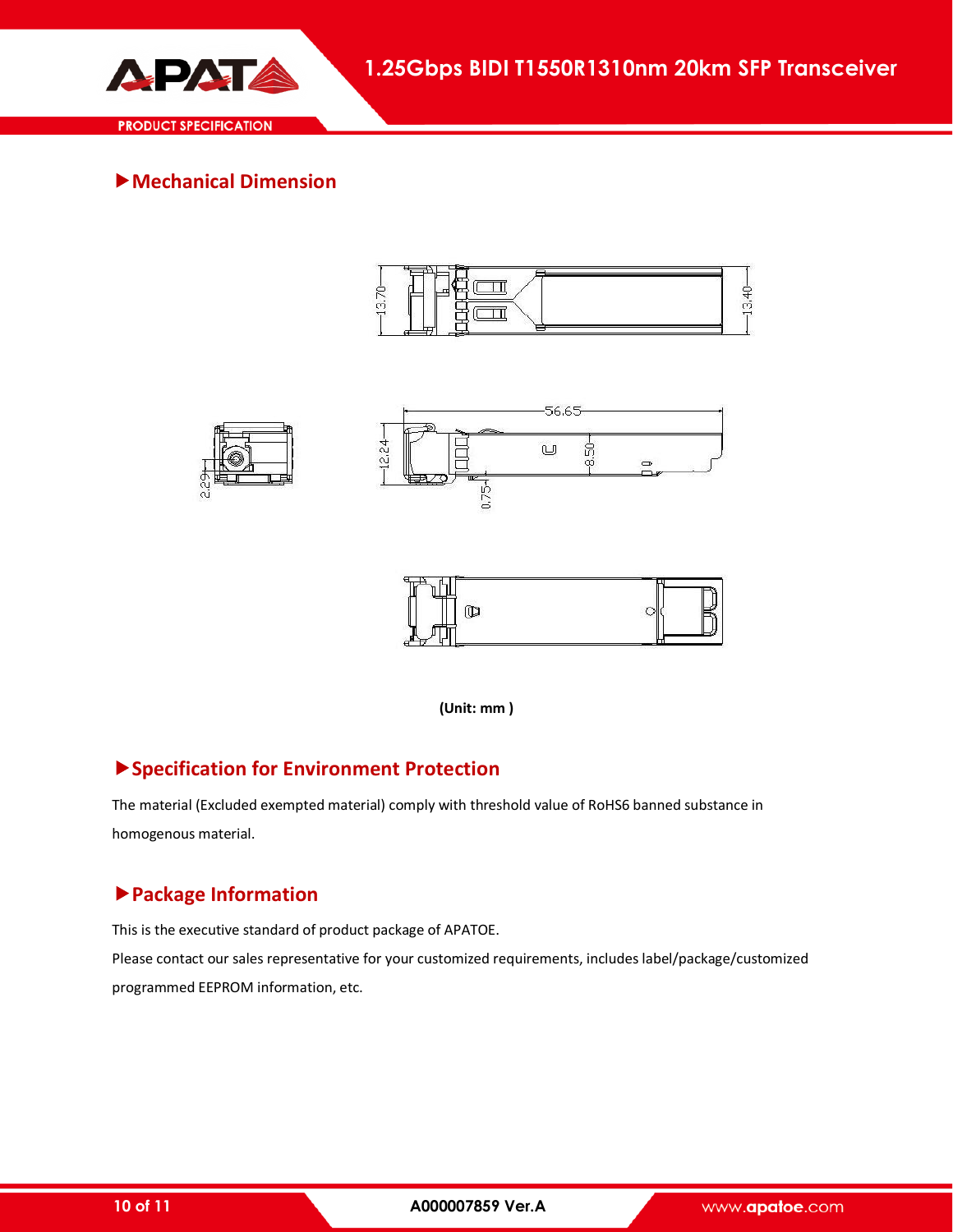## ▶Mechanical Dimension

(Unit: mm )

## ▶Specification for Environment Protection

The material (Excluded exempted material) comply with threshold value of RoHS6 banned substance in homogenous material.

## ▶Package Information

This is the executive standard of product package of APATOE.

Please contact our sales representative for your customized requirements, includes label/package/customized programmed EEPROM information, etc.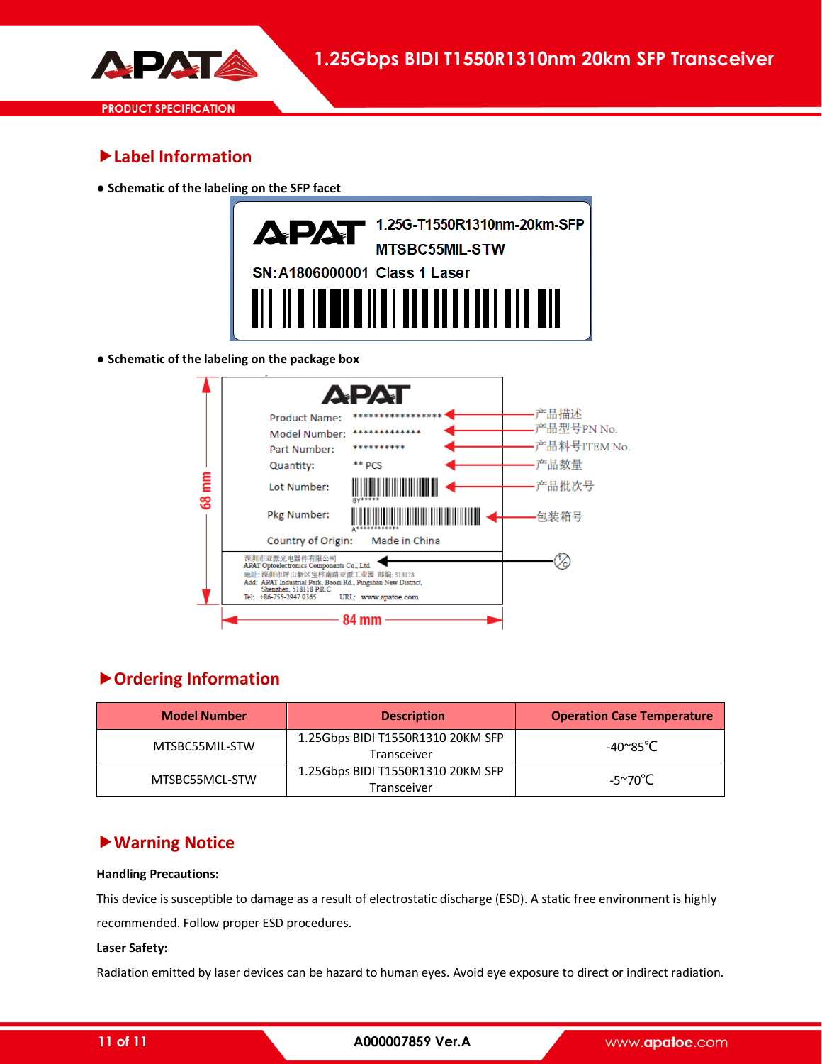## ▶Label Information

● **Schematic of the labeling on the SFP facet**

APAT 1.25G-T1550R1310nm-20km-SFP
MTSBC55MIL-STW
SN:A1806000001 Class 1 Laser

● **Schematic of the labeling on the package box**

APAT

Product Name: ***************** 产品描述
Model Number: ************* 产品型号PN No.
Part Number: ********** 产品料号ITEM No.
Quantity: ** PCS 产品数量
Lot Number: BY***** 产品批次号
Pkg Number: A************ 包装箱号
Country of Origin: Made in China

深圳市亚派光电器件有限公司
APAT Optoelectronics Components Co., Ltd.
地址：深圳市坪山新区宝梓南路亚派工业园 邮编：518118
Add: APAT Industrial Park, Baozi Rd., Pingshan New District, Shenzhen, 518118 P.R.C
Tel: +86-755-2947 0365 URL: www.apatoe.com

68 mm
84 mm

## ▶Ordering Information

| Model Number | Description | Operation Case Temperature |
|---|---|---|
| MTSBC55MIL-STW | 1.25Gbps BIDI T1550R1310 20KM SFP Transceiver | -40~85℃ |
| MTSBC55MCL-STW | 1.25Gbps BIDI T1550R1310 20KM SFP Transceiver | -5~70℃ |

## ▶Warning Notice

**Handling Precautions:**

This device is susceptible to damage as a result of electrostatic discharge (ESD). A static free environment is highly recommended. Follow proper ESD procedures.

**Laser Safety:**

Radiation emitted by laser devices can be hazard to human eyes. Avoid eye exposure to direct or indirect radiation.